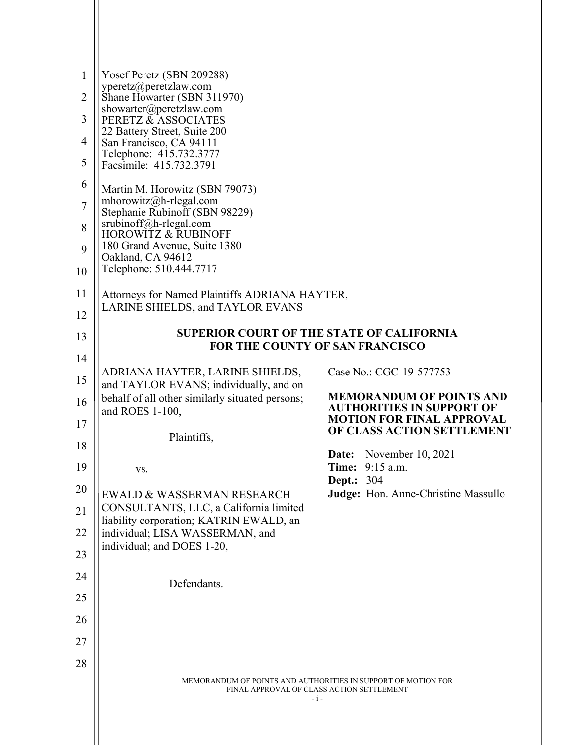Yosef Peretz (SBN 209288)
yperetz@peretzlaw.com
Shane Howarter (SBN 311970)
showarter@peretzlaw.com
PERETZ & ASSOCIATES
22 Battery Street, Suite 200
San Francisco, CA 94111
Telephone: 415.732.3777
Facsimile: 415.732.3791

Martin M. Horowitz (SBN 79073)
mhorowitz@h-rlegal.com
Stephanie Rubinoff (SBN 98229)
srubinoff@h-rlegal.com
HOROWITZ & RUBINOFF
180 Grand Avenue, Suite 1380
Oakland, CA 94612
Telephone: 510.444.7717

Attorneys for Named Plaintiffs ADRIANA HAYTER, LARINE SHIELDS, and TAYLOR EVANS

**SUPERIOR COURT OF THE STATE OF CALIFORNIA**
**FOR THE COUNTY OF SAN FRANCISCO**

ADRIANA HAYTER, LARINE SHIELDS, and TAYLOR EVANS; individually, and on behalf of all other similarly situated persons; and ROES 1-100,

Plaintiffs,

vs.

EWALD & WASSERMAN RESEARCH CONSULTANTS, LLC, a California limited liability corporation; KATRIN EWALD, an individual; LISA WASSERMAN, and individual; and DOES 1-20,

Defendants.

Case No.: CGC-19-577753

**MEMORANDUM OF POINTS AND AUTHORITIES IN SUPPORT OF MOTION FOR FINAL APPROVAL OF CLASS ACTION SETTLEMENT**

**Date:** November 10, 2021
**Time:** 9:15 a.m.
**Dept.:** 304
**Judge:** Hon. Anne-Christine Massullo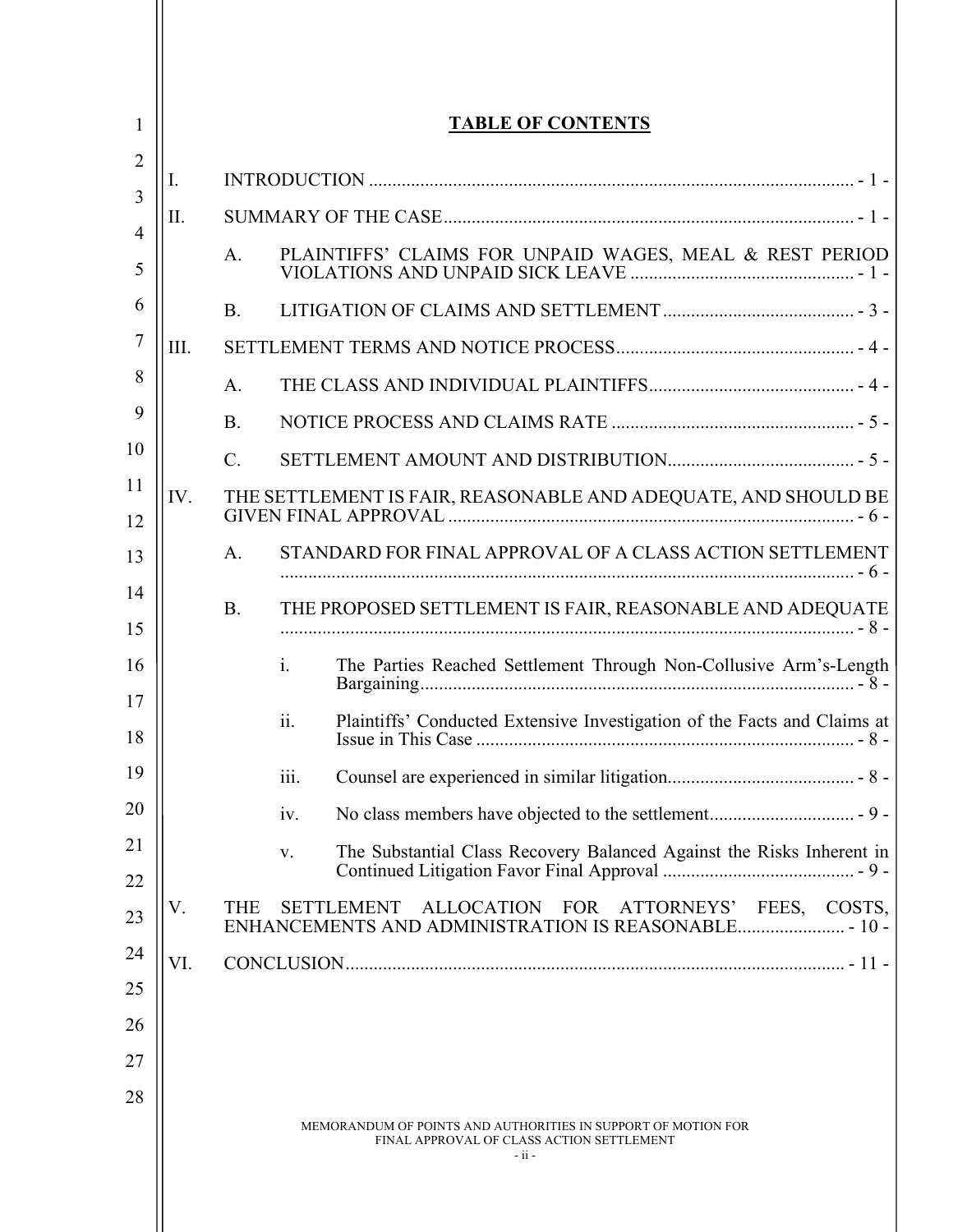# TABLE OF CONTENTS

I. INTRODUCTION ........................................................................................................ - 1 -

II. SUMMARY OF THE CASE........................................................................................ - 1 -

A. PLAINTIFFS' CLAIMS FOR UNPAID WAGES, MEAL & REST PERIOD VIOLATIONS AND UNPAID SICK LEAVE ................................................ - 1 -

B. LITIGATION OF CLAIMS AND SETTLEMENT......................................... - 3 -

III. SETTLEMENT TERMS AND NOTICE PROCESS................................................... - 4 -

A. THE CLASS AND INDIVIDUAL PLAINTIFFS............................................ - 4 -

B. NOTICE PROCESS AND CLAIMS RATE .................................................... - 5 -

C. SETTLEMENT AMOUNT AND DISTRIBUTION........................................ - 5 -

IV. THE SETTLEMENT IS FAIR, REASONABLE AND ADEQUATE, AND SHOULD BE GIVEN FINAL APPROVAL ...................................................................................... - 6 -

A. STANDARD FOR FINAL APPROVAL OF A CLASS ACTION SETTLEMENT ........................................................................................................... - 6 -

B. THE PROPOSED SETTLEMENT IS FAIR, REASONABLE AND ADEQUATE ........................................................................................................... - 8 -

i. The Parties Reached Settlement Through Non-Collusive Arm's-Length Bargaining............................................................................. - 8 -

ii. Plaintiffs' Conducted Extensive Investigation of the Facts and Claims at Issue in This Case ................................................................................. - 8 -

iii. Counsel are experienced in similar litigation........................................ - 8 -

iv. No class members have objected to the settlement............................... - 9 -

v. The Substantial Class Recovery Balanced Against the Risks Inherent in Continued Litigation Favor Final Approval ......................................... - 9 -

V. THE SETTLEMENT ALLOCATION FOR ATTORNEYS' FEES, COSTS, ENHANCEMENTS AND ADMINISTRATION IS REASONABLE....................... - 10 -

VI. CONCLUSION........................................................................................................... - 11 -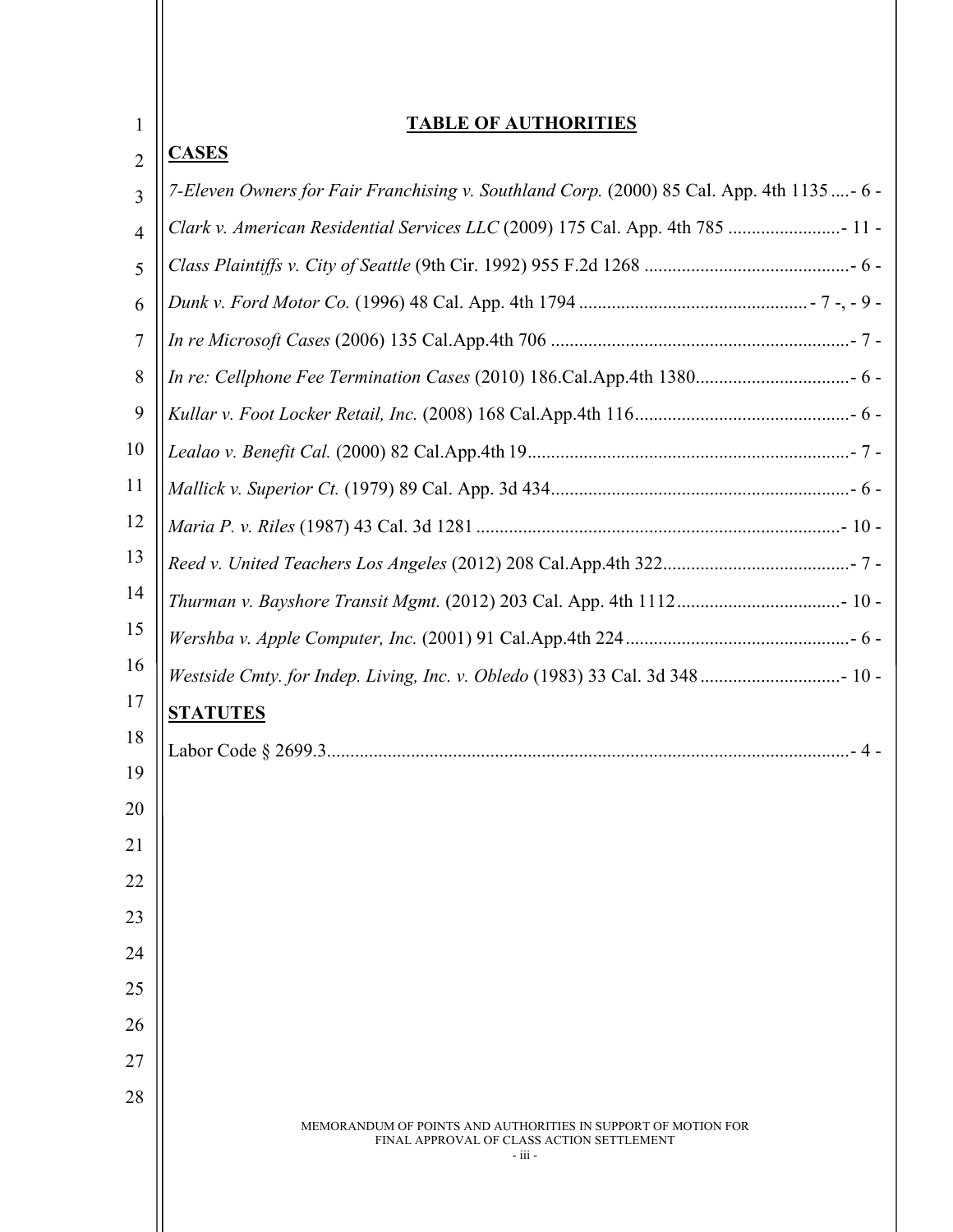# TABLE OF AUTHORITIES

## CASES

*7-Eleven Owners for Fair Franchising v. Southland Corp.* (2000) 85 Cal. App. 4th 1135 .... - 6 -

*Clark v. American Residential Services LLC* (2009) 175 Cal. App. 4th 785 ........................ - 11 -

*Class Plaintiffs v. City of Seattle* (9th Cir. 1992) 955 F.2d 1268 ............................................ - 6 -

*Dunk v. Ford Motor Co.* (1996) 48 Cal. App. 4th 1794 ................................................ - 7 -, - 9 -

*In re Microsoft Cases* (2006) 135 Cal.App.4th 706 ................................................................ - 7 -

*In re: Cellphone Fee Termination Cases* (2010) 186.Cal.App.4th 1380................................. - 6 -

*Kullar v. Foot Locker Retail, Inc.* (2008) 168 Cal.App.4th 116.............................................. - 6 -

*Lealao v. Benefit Cal.* (2000) 82 Cal.App.4th 19..................................................................... - 7 -

*Mallick v. Superior Ct.* (1979) 89 Cal. App. 3d 434................................................................ - 6 -

*Maria P. v. Riles* (1987) 43 Cal. 3d 1281 .............................................................................. - 10 -

*Reed v. United Teachers Los Angeles* (2012) 208 Cal.App.4th 322........................................ - 7 -

*Thurman v. Bayshore Transit Mgmt.* (2012) 203 Cal. App. 4th 1112................................... - 10 -

*Wershba v. Apple Computer, Inc.* (2001) 91 Cal.App.4th 224................................................ - 6 -

*Westside Cmty. for Indep. Living, Inc. v. Obledo* (1983) 33 Cal. 3d 348 .............................. - 10 -

## STATUTES

Labor Code § 2699.3................................................................................................................ - 4 -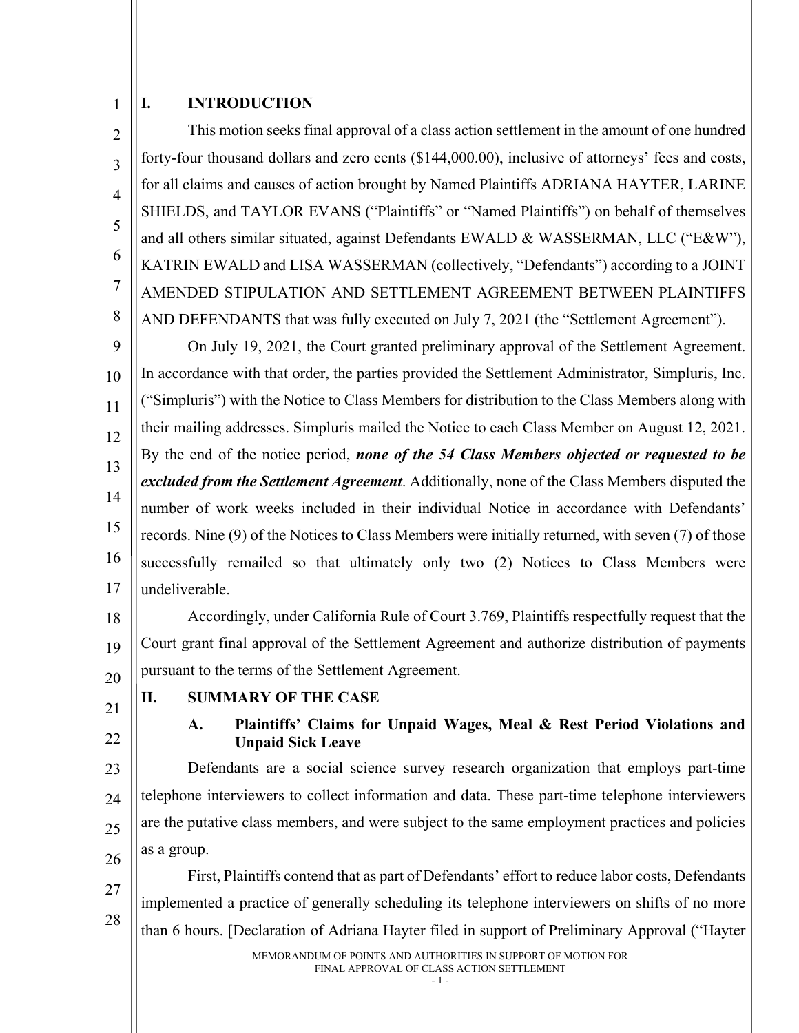## I. INTRODUCTION

This motion seeks final approval of a class action settlement in the amount of one hundred forty-four thousand dollars and zero cents ($144,000.00), inclusive of attorneys' fees and costs, for all claims and causes of action brought by Named Plaintiffs ADRIANA HAYTER, LARINE SHIELDS, and TAYLOR EVANS ("Plaintiffs" or "Named Plaintiffs") on behalf of themselves and all others similar situated, against Defendants EWALD & WASSERMAN, LLC ("E&W"), KATRIN EWALD and LISA WASSERMAN (collectively, "Defendants") according to a JOINT AMENDED STIPULATION AND SETTLEMENT AGREEMENT BETWEEN PLAINTIFFS AND DEFENDANTS that was fully executed on July 7, 2021 (the "Settlement Agreement").

On July 19, 2021, the Court granted preliminary approval of the Settlement Agreement. In accordance with that order, the parties provided the Settlement Administrator, Simpluris, Inc. ("Simpluris") with the Notice to Class Members for distribution to the Class Members along with their mailing addresses. Simpluris mailed the Notice to each Class Member on August 12, 2021. By the end of the notice period, ***none of the 54 Class Members objected or requested to be excluded from the Settlement Agreement***. Additionally, none of the Class Members disputed the number of work weeks included in their individual Notice in accordance with Defendants' records. Nine (9) of the Notices to Class Members were initially returned, with seven (7) of those successfully remailed so that ultimately only two (2) Notices to Class Members were undeliverable.

Accordingly, under California Rule of Court 3.769, Plaintiffs respectfully request that the Court grant final approval of the Settlement Agreement and authorize distribution of payments pursuant to the terms of the Settlement Agreement.

## II. SUMMARY OF THE CASE

### A. Plaintiffs' Claims for Unpaid Wages, Meal & Rest Period Violations and Unpaid Sick Leave

Defendants are a social science survey research organization that employs part-time telephone interviewers to collect information and data. These part-time telephone interviewers are the putative class members, and were subject to the same employment practices and policies as a group.

First, Plaintiffs contend that as part of Defendants' effort to reduce labor costs, Defendants implemented a practice of generally scheduling its telephone interviewers on shifts of no more than 6 hours. [Declaration of Adriana Hayter filed in support of Preliminary Approval ("Hayter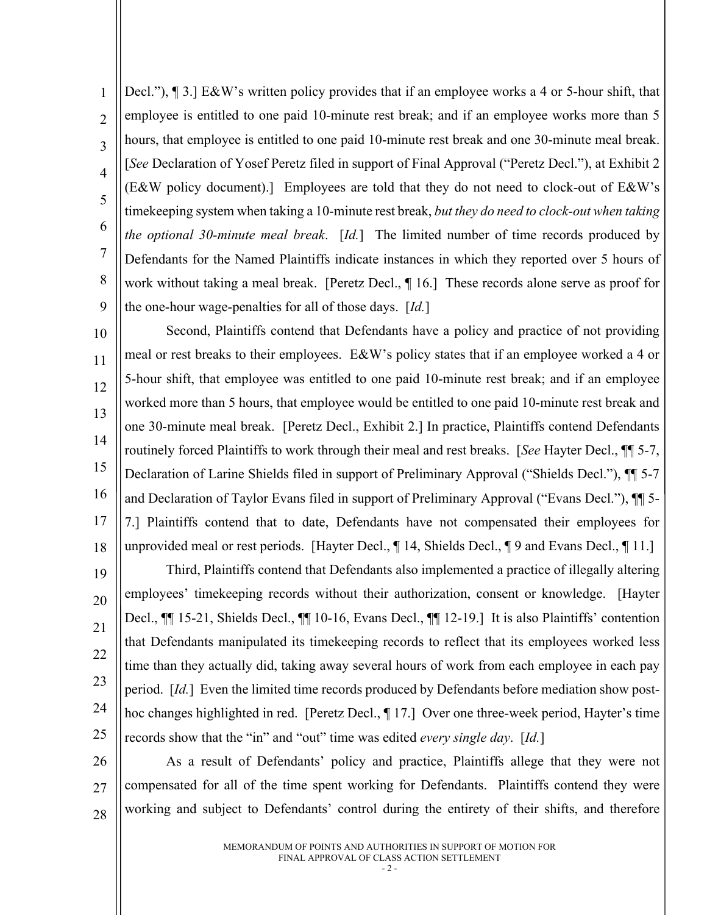Decl."), ¶ 3.] E&W's written policy provides that if an employee works a 4 or 5-hour shift, that employee is entitled to one paid 10-minute rest break; and if an employee works more than 5 hours, that employee is entitled to one paid 10-minute rest break and one 30-minute meal break. [*See* Declaration of Yosef Peretz filed in support of Final Approval ("Peretz Decl."), at Exhibit 2 (E&W policy document).] Employees are told that they do not need to clock-out of E&W's timekeeping system when taking a 10-minute rest break, *but they do need to clock-out when taking the optional 30-minute meal break*. [*Id.*] The limited number of time records produced by Defendants for the Named Plaintiffs indicate instances in which they reported over 5 hours of work without taking a meal break. [Peretz Decl., ¶ 16.] These records alone serve as proof for the one-hour wage-penalties for all of those days. [*Id.*]

Second, Plaintiffs contend that Defendants have a policy and practice of not providing meal or rest breaks to their employees. E&W's policy states that if an employee worked a 4 or 5-hour shift, that employee was entitled to one paid 10-minute rest break; and if an employee worked more than 5 hours, that employee would be entitled to one paid 10-minute rest break and one 30-minute meal break. [Peretz Decl., Exhibit 2.] In practice, Plaintiffs contend Defendants routinely forced Plaintiffs to work through their meal and rest breaks. [*See* Hayter Decl., ¶¶ 5-7, Declaration of Larine Shields filed in support of Preliminary Approval ("Shields Decl."), ¶¶ 5-7 and Declaration of Taylor Evans filed in support of Preliminary Approval ("Evans Decl."), ¶¶ 5-7.] Plaintiffs contend that to date, Defendants have not compensated their employees for unprovided meal or rest periods. [Hayter Decl., ¶ 14, Shields Decl., ¶ 9 and Evans Decl., ¶ 11.]

Third, Plaintiffs contend that Defendants also implemented a practice of illegally altering employees' timekeeping records without their authorization, consent or knowledge. [Hayter Decl., ¶¶ 15-21, Shields Decl., ¶¶ 10-16, Evans Decl., ¶¶ 12-19.] It is also Plaintiffs' contention that Defendants manipulated its timekeeping records to reflect that its employees worked less time than they actually did, taking away several hours of work from each employee in each pay period. [*Id.*] Even the limited time records produced by Defendants before mediation show post-hoc changes highlighted in red. [Peretz Decl., ¶ 17.] Over one three-week period, Hayter's time records show that the "in" and "out" time was edited *every single day*. [*Id.*]

As a result of Defendants' policy and practice, Plaintiffs allege that they were not compensated for all of the time spent working for Defendants. Plaintiffs contend they were working and subject to Defendants' control during the entirety of their shifts, and therefore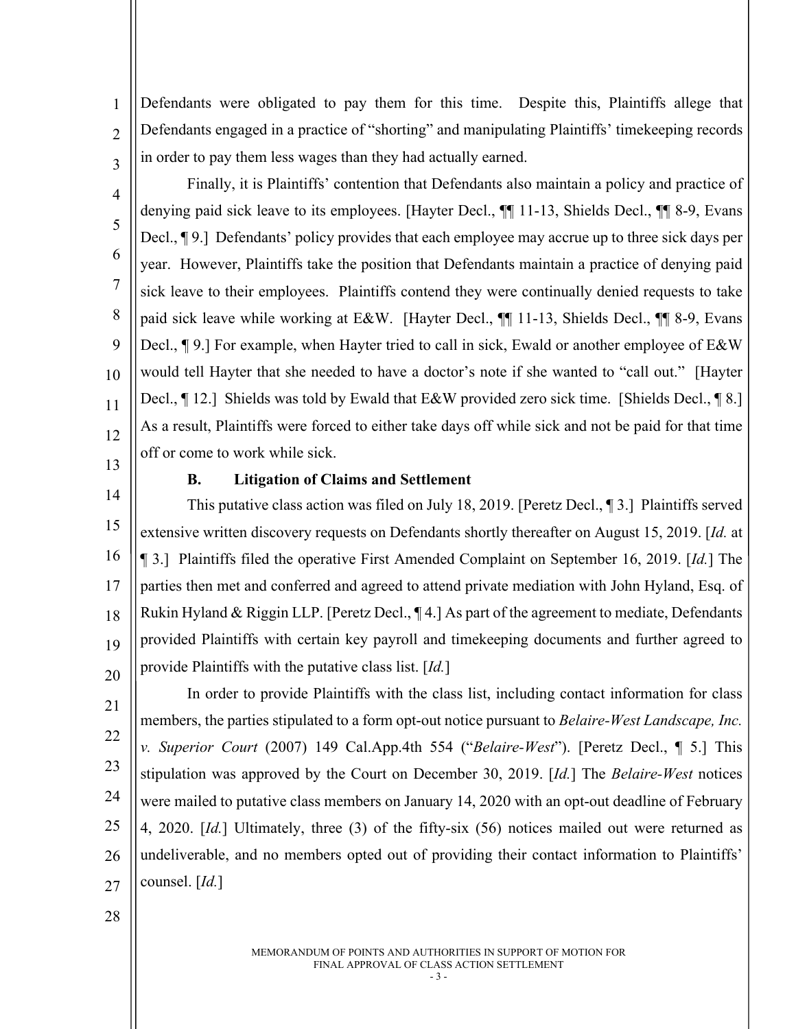Defendants were obligated to pay them for this time. Despite this, Plaintiffs allege that Defendants engaged in a practice of "shorting" and manipulating Plaintiffs' timekeeping records in order to pay them less wages than they had actually earned.

Finally, it is Plaintiffs' contention that Defendants also maintain a policy and practice of denying paid sick leave to its employees. [Hayter Decl., ¶¶ 11-13, Shields Decl., ¶¶ 8-9, Evans Decl., ¶ 9.] Defendants' policy provides that each employee may accrue up to three sick days per year. However, Plaintiffs take the position that Defendants maintain a practice of denying paid sick leave to their employees. Plaintiffs contend they were continually denied requests to take paid sick leave while working at E&W. [Hayter Decl., ¶¶ 11-13, Shields Decl., ¶¶ 8-9, Evans Decl., ¶ 9.] For example, when Hayter tried to call in sick, Ewald or another employee of E&W would tell Hayter that she needed to have a doctor's note if she wanted to "call out." [Hayter Decl., ¶ 12.] Shields was told by Ewald that E&W provided zero sick time. [Shields Decl., ¶ 8.] As a result, Plaintiffs were forced to either take days off while sick and not be paid for that time off or come to work while sick.

### B. Litigation of Claims and Settlement

This putative class action was filed on July 18, 2019. [Peretz Decl., ¶ 3.] Plaintiffs served extensive written discovery requests on Defendants shortly thereafter on August 15, 2019. [*Id.* at ¶ 3.] Plaintiffs filed the operative First Amended Complaint on September 16, 2019. [*Id.*] The parties then met and conferred and agreed to attend private mediation with John Hyland, Esq. of Rukin Hyland & Riggin LLP. [Peretz Decl., ¶ 4.] As part of the agreement to mediate, Defendants provided Plaintiffs with certain key payroll and timekeeping documents and further agreed to provide Plaintiffs with the putative class list. [*Id.*]

In order to provide Plaintiffs with the class list, including contact information for class members, the parties stipulated to a form opt-out notice pursuant to *Belaire-West Landscape, Inc. v. Superior Court* (2007) 149 Cal.App.4th 554 ("*Belaire-West*"). [Peretz Decl., ¶ 5.] This stipulation was approved by the Court on December 30, 2019. [*Id.*] The *Belaire-West* notices were mailed to putative class members on January 14, 2020 with an opt-out deadline of February 4, 2020. [*Id.*] Ultimately, three (3) of the fifty-six (56) notices mailed out were returned as undeliverable, and no members opted out of providing their contact information to Plaintiffs' counsel. [*Id.*]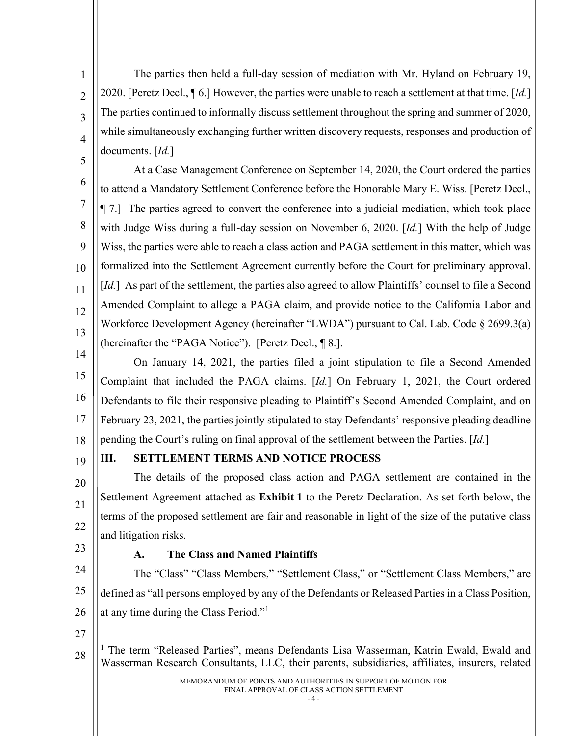The parties then held a full-day session of mediation with Mr. Hyland on February 19, 2020. [Peretz Decl., ¶ 6.] However, the parties were unable to reach a settlement at that time. [*Id.*] The parties continued to informally discuss settlement throughout the spring and summer of 2020, while simultaneously exchanging further written discovery requests, responses and production of documents. [*Id.*]

At a Case Management Conference on September 14, 2020, the Court ordered the parties to attend a Mandatory Settlement Conference before the Honorable Mary E. Wiss. [Peretz Decl., ¶ 7.] The parties agreed to convert the conference into a judicial mediation, which took place with Judge Wiss during a full-day session on November 6, 2020. [*Id.*] With the help of Judge Wiss, the parties were able to reach a class action and PAGA settlement in this matter, which was formalized into the Settlement Agreement currently before the Court for preliminary approval. [*Id.*] As part of the settlement, the parties also agreed to allow Plaintiffs' counsel to file a Second Amended Complaint to allege a PAGA claim, and provide notice to the California Labor and Workforce Development Agency (hereinafter "LWDA") pursuant to Cal. Lab. Code § 2699.3(a) (hereinafter the "PAGA Notice"). [Peretz Decl., ¶ 8.].

On January 14, 2021, the parties filed a joint stipulation to file a Second Amended Complaint that included the PAGA claims. [*Id.*] On February 1, 2021, the Court ordered Defendants to file their responsive pleading to Plaintiff's Second Amended Complaint, and on February 23, 2021, the parties jointly stipulated to stay Defendants' responsive pleading deadline pending the Court's ruling on final approval of the settlement between the Parties. [*Id.*]

## III. SETTLEMENT TERMS AND NOTICE PROCESS

The details of the proposed class action and PAGA settlement are contained in the Settlement Agreement attached as **Exhibit 1** to the Peretz Declaration. As set forth below, the terms of the proposed settlement are fair and reasonable in light of the size of the putative class and litigation risks.

### A. The Class and Named Plaintiffs

The "Class" "Class Members," "Settlement Class," or "Settlement Class Members," are defined as "all persons employed by any of the Defendants or Released Parties in a Class Position, at any time during the Class Period."[1]

[1] The term "Released Parties", means Defendants Lisa Wasserman, Katrin Ewald, Ewald and Wasserman Research Consultants, LLC, their parents, subsidiaries, affiliates, insurers, related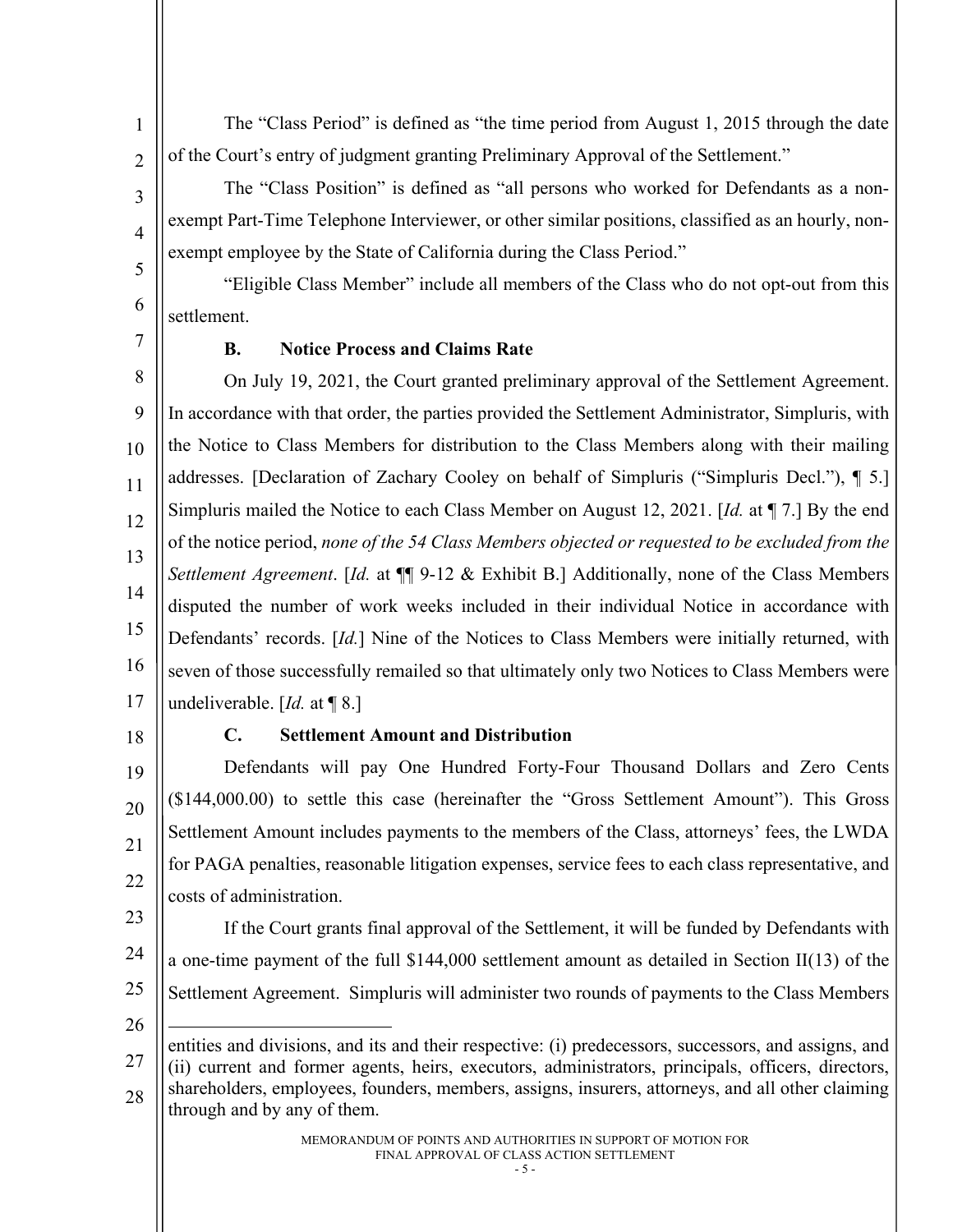The "Class Period" is defined as "the time period from August 1, 2015 through the date of the Court's entry of judgment granting Preliminary Approval of the Settlement."

The "Class Position" is defined as "all persons who worked for Defendants as a non-exempt Part-Time Telephone Interviewer, or other similar positions, classified as an hourly, non-exempt employee by the State of California during the Class Period."

"Eligible Class Member" include all members of the Class who do not opt-out from this settlement.

### B. Notice Process and Claims Rate

On July 19, 2021, the Court granted preliminary approval of the Settlement Agreement. In accordance with that order, the parties provided the Settlement Administrator, Simpluris, with the Notice to Class Members for distribution to the Class Members along with their mailing addresses. [Declaration of Zachary Cooley on behalf of Simpluris ("Simpluris Decl."), ¶ 5.] Simpluris mailed the Notice to each Class Member on August 12, 2021. [*Id.* at ¶ 7.] By the end of the notice period, *none of the 54 Class Members objected or requested to be excluded from the Settlement Agreement*. [*Id.* at ¶¶ 9-12 & Exhibit B.] Additionally, none of the Class Members disputed the number of work weeks included in their individual Notice in accordance with Defendants' records. [*Id.*] Nine of the Notices to Class Members were initially returned, with seven of those successfully remailed so that ultimately only two Notices to Class Members were undeliverable. [*Id.* at ¶ 8.]

### C. Settlement Amount and Distribution

Defendants will pay One Hundred Forty-Four Thousand Dollars and Zero Cents ($144,000.00) to settle this case (hereinafter the "Gross Settlement Amount"). This Gross Settlement Amount includes payments to the members of the Class, attorneys' fees, the LWDA for PAGA penalties, reasonable litigation expenses, service fees to each class representative, and costs of administration.

If the Court grants final approval of the Settlement, it will be funded by Defendants with a one-time payment of the full $144,000 settlement amount as detailed in Section II(13) of the Settlement Agreement. Simpluris will administer two rounds of payments to the Class Members

---

entities and divisions, and its and their respective: (i) predecessors, successors, and assigns, and (ii) current and former agents, heirs, executors, administrators, principals, officers, directors, shareholders, employees, founders, members, assigns, insurers, attorneys, and all other claiming through and by any of them.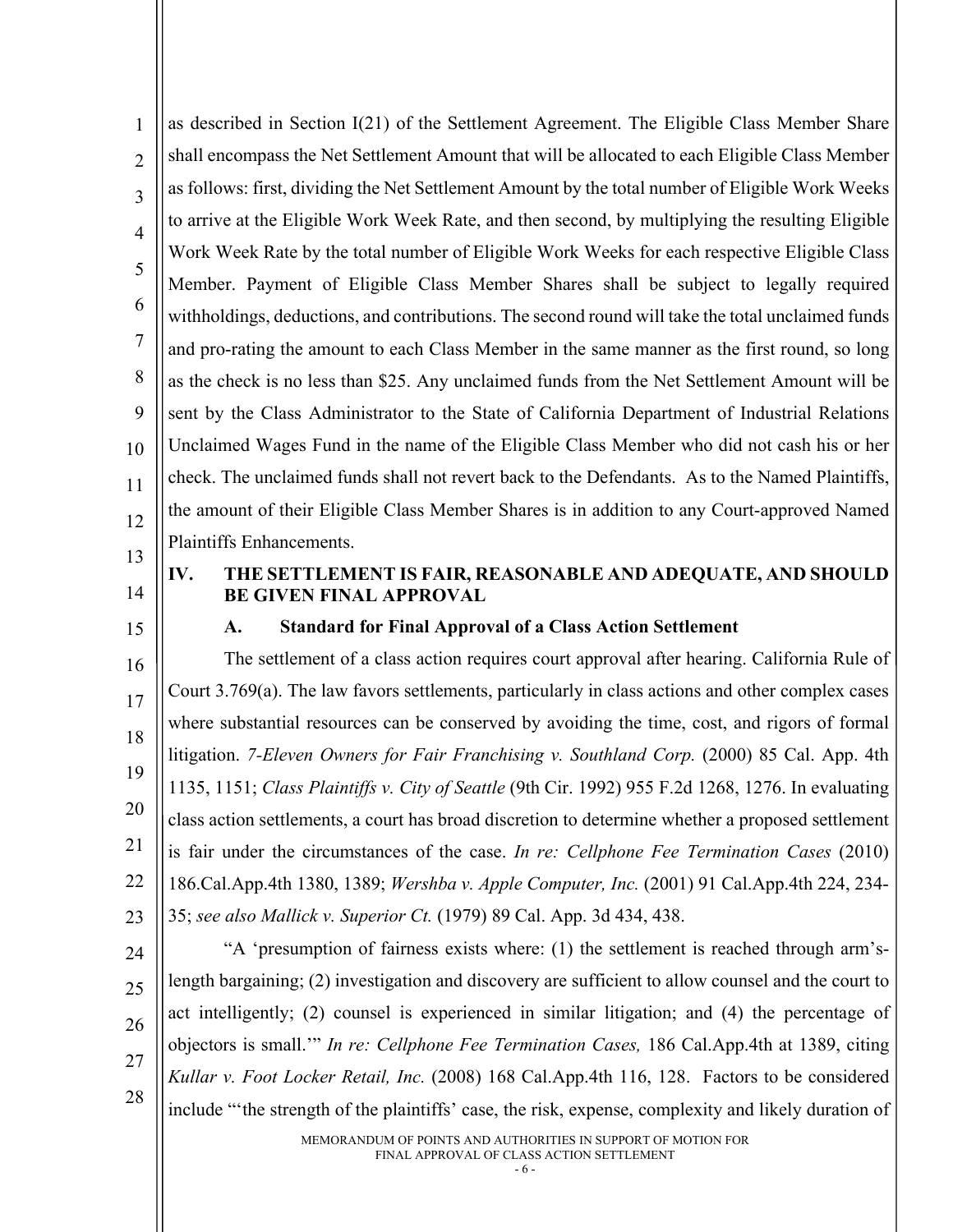as described in Section I(21) of the Settlement Agreement. The Eligible Class Member Share shall encompass the Net Settlement Amount that will be allocated to each Eligible Class Member as follows: first, dividing the Net Settlement Amount by the total number of Eligible Work Weeks to arrive at the Eligible Work Week Rate, and then second, by multiplying the resulting Eligible Work Week Rate by the total number of Eligible Work Weeks for each respective Eligible Class Member. Payment of Eligible Class Member Shares shall be subject to legally required withholdings, deductions, and contributions. The second round will take the total unclaimed funds and pro-rating the amount to each Class Member in the same manner as the first round, so long as the check is no less than $25. Any unclaimed funds from the Net Settlement Amount will be sent by the Class Administrator to the State of California Department of Industrial Relations Unclaimed Wages Fund in the name of the Eligible Class Member who did not cash his or her check. The unclaimed funds shall not revert back to the Defendants. As to the Named Plaintiffs, the amount of their Eligible Class Member Shares is in addition to any Court-approved Named Plaintiffs Enhancements.

## IV. THE SETTLEMENT IS FAIR, REASONABLE AND ADEQUATE, AND SHOULD BE GIVEN FINAL APPROVAL

### A. Standard for Final Approval of a Class Action Settlement

The settlement of a class action requires court approval after hearing. California Rule of Court 3.769(a). The law favors settlements, particularly in class actions and other complex cases where substantial resources can be conserved by avoiding the time, cost, and rigors of formal litigation. *7-Eleven Owners for Fair Franchising v. Southland Corp.* (2000) 85 Cal. App. 4th 1135, 1151; *Class Plaintiffs v. City of Seattle* (9th Cir. 1992) 955 F.2d 1268, 1276. In evaluating class action settlements, a court has broad discretion to determine whether a proposed settlement is fair under the circumstances of the case. *In re: Cellphone Fee Termination Cases* (2010) 186.Cal.App.4th 1380, 1389; *Wershba v. Apple Computer, Inc.* (2001) 91 Cal.App.4th 224, 234-35; *see also Mallick v. Superior Ct.* (1979) 89 Cal. App. 3d 434, 438.

"A 'presumption of fairness exists where: (1) the settlement is reached through arm's-length bargaining; (2) investigation and discovery are sufficient to allow counsel and the court to act intelligently; (2) counsel is experienced in similar litigation; and (4) the percentage of objectors is small.'" *In re: Cellphone Fee Termination Cases,* 186 Cal.App.4th at 1389, citing *Kullar v. Foot Locker Retail, Inc.* (2008) 168 Cal.App.4th 116, 128. Factors to be considered include "'the strength of the plaintiffs' case, the risk, expense, complexity and likely duration of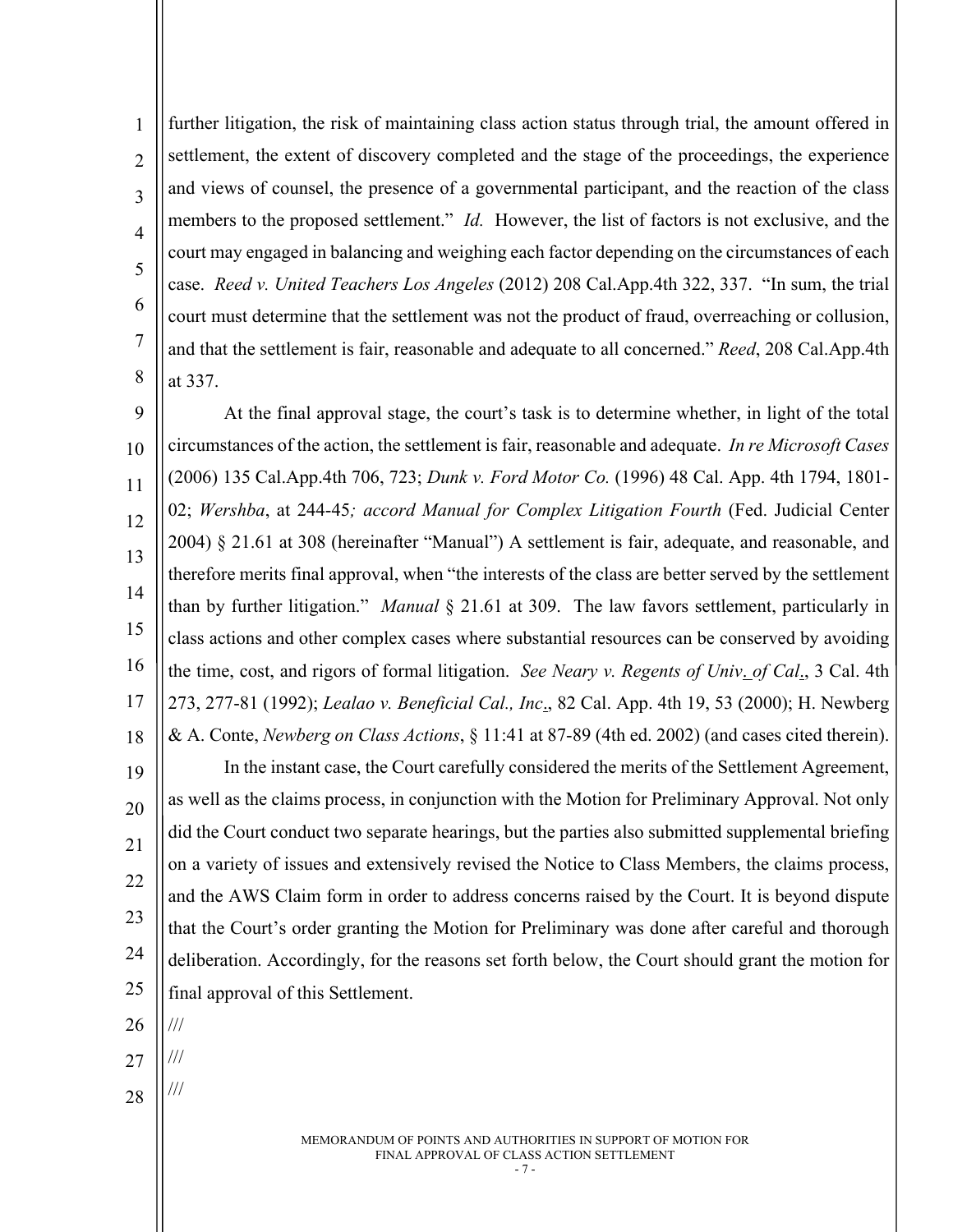further litigation, the risk of maintaining class action status through trial, the amount offered in settlement, the extent of discovery completed and the stage of the proceedings, the experience and views of counsel, the presence of a governmental participant, and the reaction of the class members to the proposed settlement." *Id.* However, the list of factors is not exclusive, and the court may engaged in balancing and weighing each factor depending on the circumstances of each case. *Reed v. United Teachers Los Angeles* (2012) 208 Cal.App.4th 322, 337. "In sum, the trial court must determine that the settlement was not the product of fraud, overreaching or collusion, and that the settlement is fair, reasonable and adequate to all concerned." *Reed*, 208 Cal.App.4th at 337.

At the final approval stage, the court's task is to determine whether, in light of the total circumstances of the action, the settlement is fair, reasonable and adequate. *In re Microsoft Cases* (2006) 135 Cal.App.4th 706, 723; *Dunk v. Ford Motor Co.* (1996) 48 Cal. App. 4th 1794, 1801-02; *Wershba*, at 244-45*; accord Manual for Complex Litigation Fourth* (Fed. Judicial Center 2004) § 21.61 at 308 (hereinafter "Manual") A settlement is fair, adequate, and reasonable, and therefore merits final approval, when "the interests of the class are better served by the settlement than by further litigation." *Manual* § 21.61 at 309. The law favors settlement, particularly in class actions and other complex cases where substantial resources can be conserved by avoiding the time, cost, and rigors of formal litigation. *See Neary v. Regents of Univ. of Cal.*, 3 Cal. 4th 273, 277-81 (1992); *Lealao v. Beneficial Cal., Inc.*, 82 Cal. App. 4th 19, 53 (2000); H. Newberg & A. Conte, *Newberg on Class Actions*, § 11:41 at 87-89 (4th ed. 2002) (and cases cited therein).

In the instant case, the Court carefully considered the merits of the Settlement Agreement, as well as the claims process, in conjunction with the Motion for Preliminary Approval. Not only did the Court conduct two separate hearings, but the parties also submitted supplemental briefing on a variety of issues and extensively revised the Notice to Class Members, the claims process, and the AWS Claim form in order to address concerns raised by the Court. It is beyond dispute that the Court's order granting the Motion for Preliminary was done after careful and thorough deliberation. Accordingly, for the reasons set forth below, the Court should grant the motion for final approval of this Settlement.

///

///

///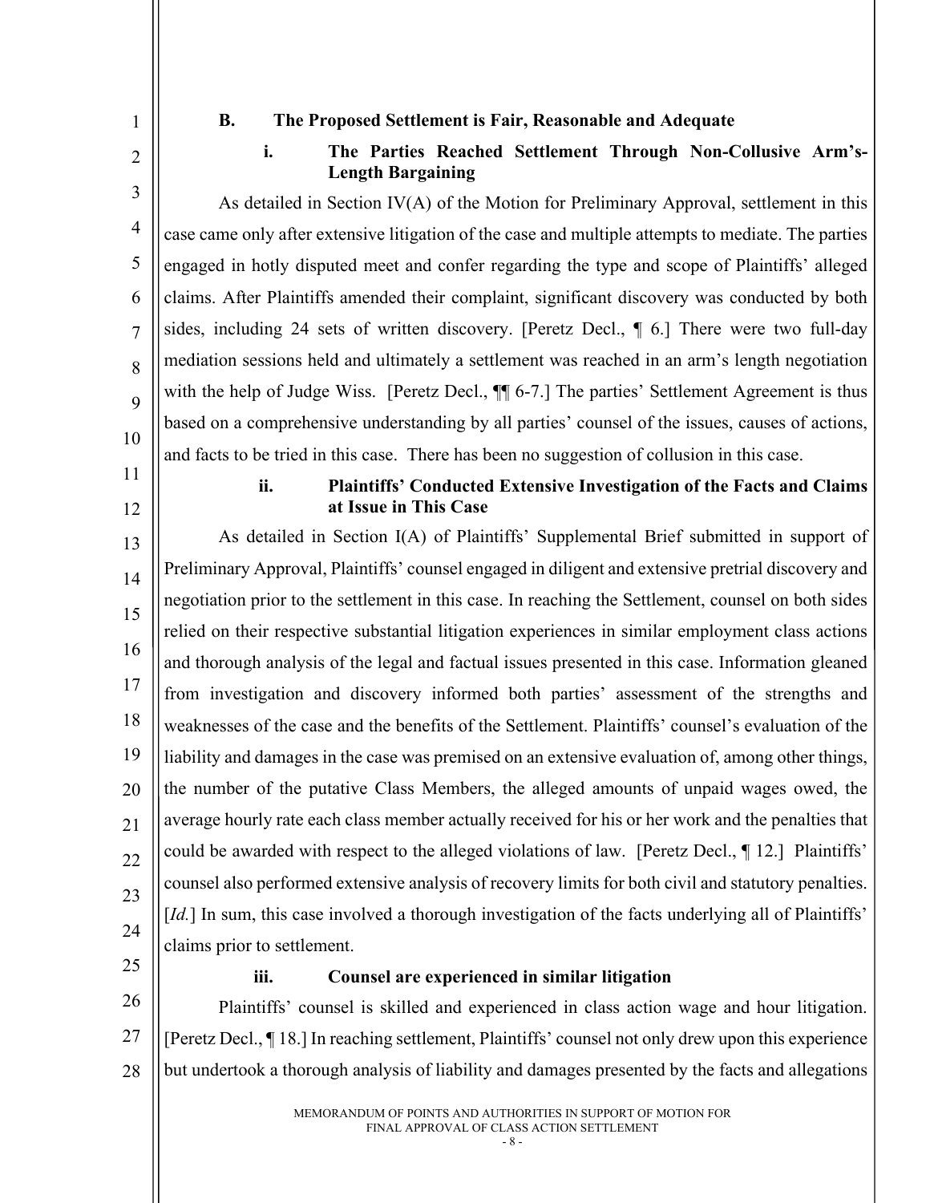### B. The Proposed Settlement is Fair, Reasonable and Adequate

#### i. The Parties Reached Settlement Through Non-Collusive Arm's-Length Bargaining

As detailed in Section IV(A) of the Motion for Preliminary Approval, settlement in this case came only after extensive litigation of the case and multiple attempts to mediate. The parties engaged in hotly disputed meet and confer regarding the type and scope of Plaintiffs' alleged claims. After Plaintiffs amended their complaint, significant discovery was conducted by both sides, including 24 sets of written discovery. [Peretz Decl., ¶ 6.] There were two full-day mediation sessions held and ultimately a settlement was reached in an arm's length negotiation with the help of Judge Wiss. [Peretz Decl., ¶¶ 6-7.] The parties' Settlement Agreement is thus based on a comprehensive understanding by all parties' counsel of the issues, causes of actions, and facts to be tried in this case. There has been no suggestion of collusion in this case.

#### ii. Plaintiffs' Conducted Extensive Investigation of the Facts and Claims at Issue in This Case

As detailed in Section I(A) of Plaintiffs' Supplemental Brief submitted in support of Preliminary Approval, Plaintiffs' counsel engaged in diligent and extensive pretrial discovery and negotiation prior to the settlement in this case. In reaching the Settlement, counsel on both sides relied on their respective substantial litigation experiences in similar employment class actions and thorough analysis of the legal and factual issues presented in this case. Information gleaned from investigation and discovery informed both parties' assessment of the strengths and weaknesses of the case and the benefits of the Settlement. Plaintiffs' counsel's evaluation of the liability and damages in the case was premised on an extensive evaluation of, among other things, the number of the putative Class Members, the alleged amounts of unpaid wages owed, the average hourly rate each class member actually received for his or her work and the penalties that could be awarded with respect to the alleged violations of law. [Peretz Decl., ¶ 12.] Plaintiffs' counsel also performed extensive analysis of recovery limits for both civil and statutory penalties. [*Id.*] In sum, this case involved a thorough investigation of the facts underlying all of Plaintiffs' claims prior to settlement.

#### iii. Counsel are experienced in similar litigation

Plaintiffs' counsel is skilled and experienced in class action wage and hour litigation. [Peretz Decl., ¶ 18.] In reaching settlement, Plaintiffs' counsel not only drew upon this experience but undertook a thorough analysis of liability and damages presented by the facts and allegations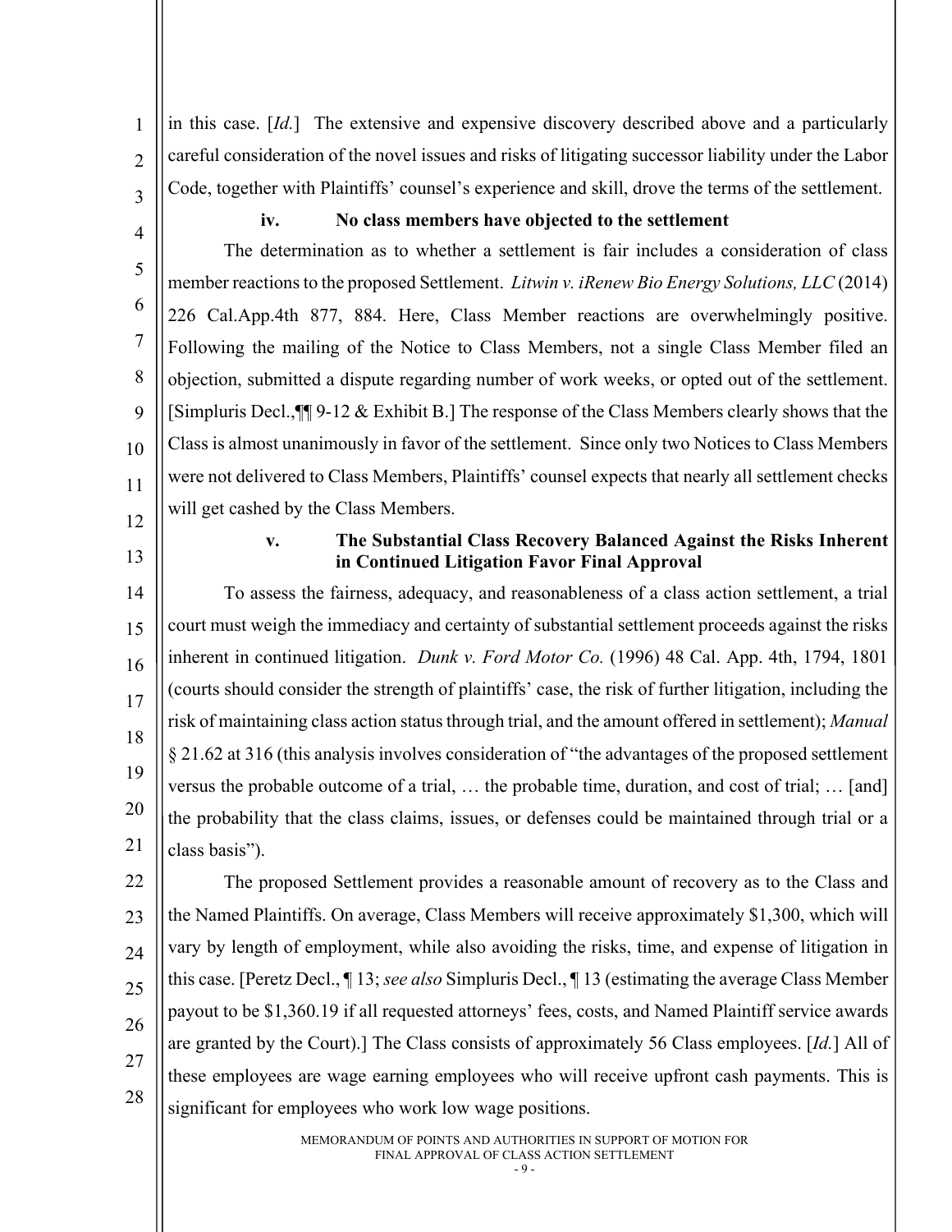in this case. [*Id.*] The extensive and expensive discovery described above and a particularly careful consideration of the novel issues and risks of litigating successor liability under the Labor Code, together with Plaintiffs' counsel's experience and skill, drove the terms of the settlement.

#### iv. No class members have objected to the settlement

The determination as to whether a settlement is fair includes a consideration of class member reactions to the proposed Settlement. *Litwin v. iRenew Bio Energy Solutions, LLC* (2014) 226 Cal.App.4th 877, 884. Here, Class Member reactions are overwhelmingly positive. Following the mailing of the Notice to Class Members, not a single Class Member filed an objection, submitted a dispute regarding number of work weeks, or opted out of the settlement. [Simpluris Decl.,¶¶ 9-12 & Exhibit B.] The response of the Class Members clearly shows that the Class is almost unanimously in favor of the settlement. Since only two Notices to Class Members were not delivered to Class Members, Plaintiffs' counsel expects that nearly all settlement checks will get cashed by the Class Members.

#### v. The Substantial Class Recovery Balanced Against the Risks Inherent in Continued Litigation Favor Final Approval

To assess the fairness, adequacy, and reasonableness of a class action settlement, a trial court must weigh the immediacy and certainty of substantial settlement proceeds against the risks inherent in continued litigation. *Dunk v. Ford Motor Co.* (1996) 48 Cal. App. 4th, 1794, 1801 (courts should consider the strength of plaintiffs' case, the risk of further litigation, including the risk of maintaining class action status through trial, and the amount offered in settlement); *Manual* § 21.62 at 316 (this analysis involves consideration of "the advantages of the proposed settlement versus the probable outcome of a trial, … the probable time, duration, and cost of trial; … [and] the probability that the class claims, issues, or defenses could be maintained through trial or a class basis").

The proposed Settlement provides a reasonable amount of recovery as to the Class and the Named Plaintiffs. On average, Class Members will receive approximately $1,300, which will vary by length of employment, while also avoiding the risks, time, and expense of litigation in this case. [Peretz Decl., ¶ 13; *see also* Simpluris Decl., ¶ 13 (estimating the average Class Member payout to be $1,360.19 if all requested attorneys' fees, costs, and Named Plaintiff service awards are granted by the Court).] The Class consists of approximately 56 Class employees. [*Id.*] All of these employees are wage earning employees who will receive upfront cash payments. This is significant for employees who work low wage positions.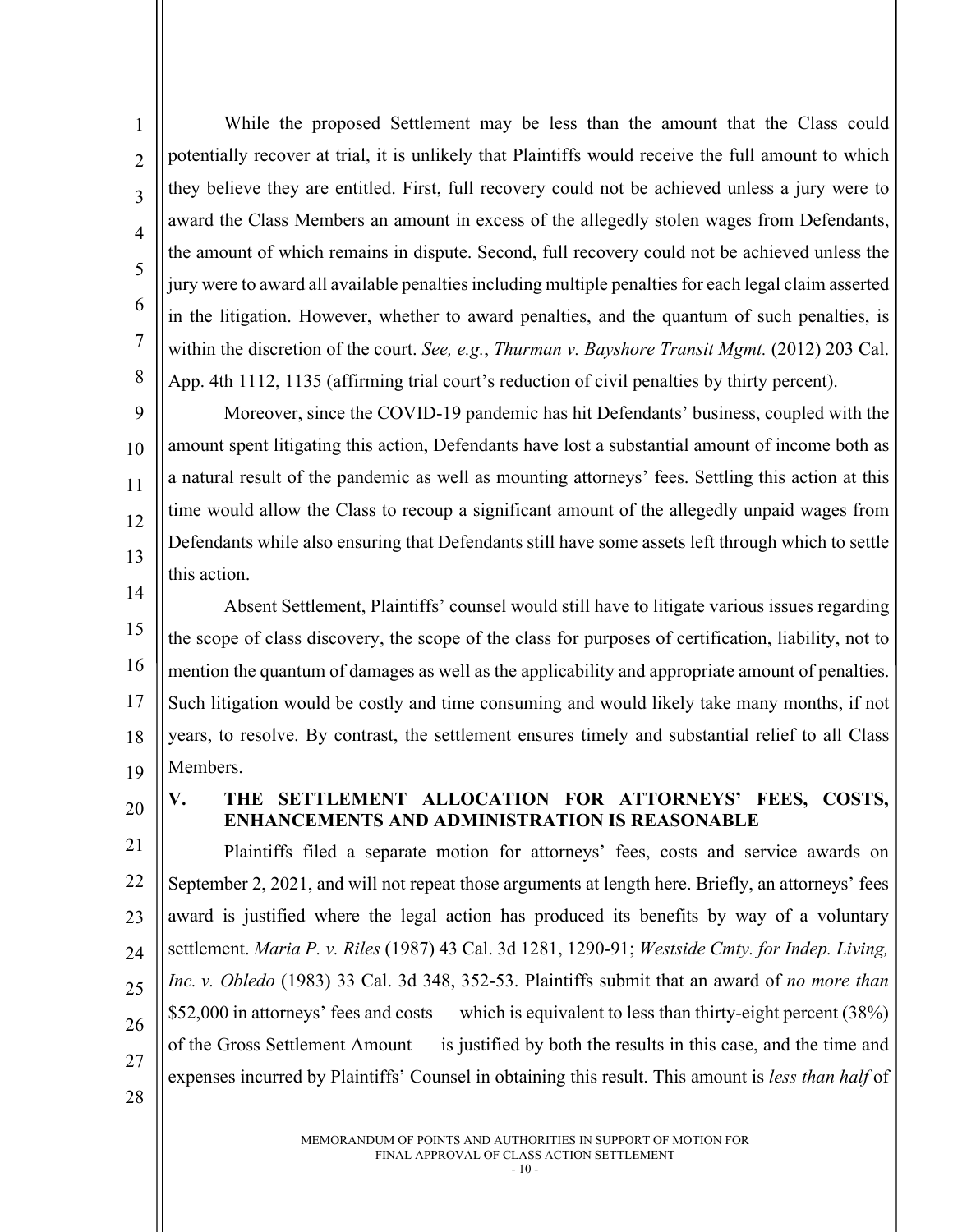While the proposed Settlement may be less than the amount that the Class could potentially recover at trial, it is unlikely that Plaintiffs would receive the full amount to which they believe they are entitled. First, full recovery could not be achieved unless a jury were to award the Class Members an amount in excess of the allegedly stolen wages from Defendants, the amount of which remains in dispute. Second, full recovery could not be achieved unless the jury were to award all available penalties including multiple penalties for each legal claim asserted in the litigation. However, whether to award penalties, and the quantum of such penalties, is within the discretion of the court. *See, e.g.*, *Thurman v. Bayshore Transit Mgmt.* (2012) 203 Cal. App. 4th 1112, 1135 (affirming trial court's reduction of civil penalties by thirty percent).

Moreover, since the COVID-19 pandemic has hit Defendants' business, coupled with the amount spent litigating this action, Defendants have lost a substantial amount of income both as a natural result of the pandemic as well as mounting attorneys' fees. Settling this action at this time would allow the Class to recoup a significant amount of the allegedly unpaid wages from Defendants while also ensuring that Defendants still have some assets left through which to settle this action.

Absent Settlement, Plaintiffs' counsel would still have to litigate various issues regarding the scope of class discovery, the scope of the class for purposes of certification, liability, not to mention the quantum of damages as well as the applicability and appropriate amount of penalties. Such litigation would be costly and time consuming and would likely take many months, if not years, to resolve. By contrast, the settlement ensures timely and substantial relief to all Class Members.

## V. THE SETTLEMENT ALLOCATION FOR ATTORNEYS' FEES, COSTS, ENHANCEMENTS AND ADMINISTRATION IS REASONABLE

Plaintiffs filed a separate motion for attorneys' fees, costs and service awards on September 2, 2021, and will not repeat those arguments at length here. Briefly, an attorneys' fees award is justified where the legal action has produced its benefits by way of a voluntary settlement. *Maria P. v. Riles* (1987) 43 Cal. 3d 1281, 1290-91; *Westside Cmty. for Indep. Living, Inc. v. Obledo* (1983) 33 Cal. 3d 348, 352-53. Plaintiffs submit that an award of *no more than* \$52,000 in attorneys' fees and costs — which is equivalent to less than thirty-eight percent (38%) of the Gross Settlement Amount — is justified by both the results in this case, and the time and expenses incurred by Plaintiffs' Counsel in obtaining this result. This amount is *less than half* of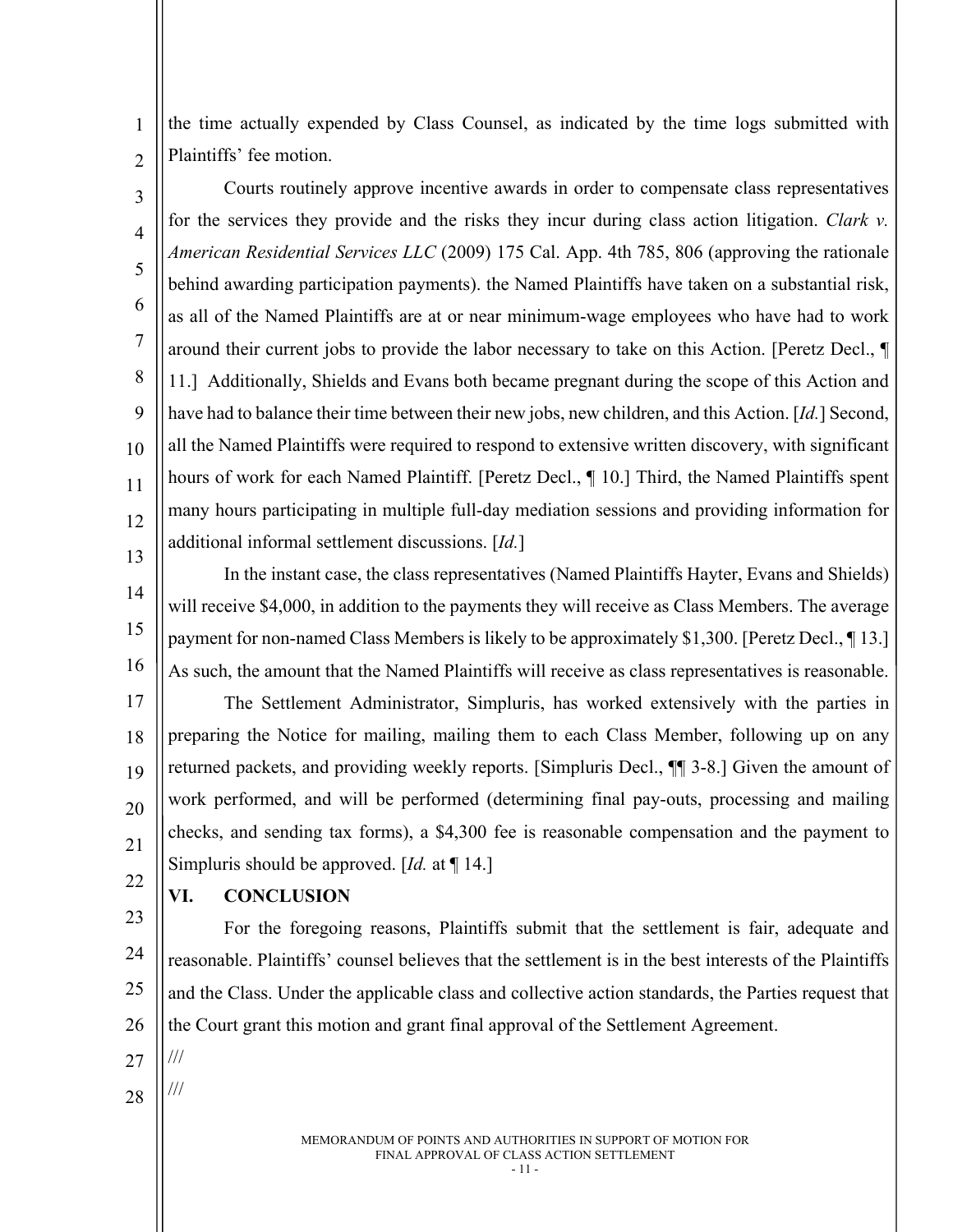the time actually expended by Class Counsel, as indicated by the time logs submitted with Plaintiffs' fee motion.

Courts routinely approve incentive awards in order to compensate class representatives for the services they provide and the risks they incur during class action litigation. *Clark v. American Residential Services LLC* (2009) 175 Cal. App. 4th 785, 806 (approving the rationale behind awarding participation payments). the Named Plaintiffs have taken on a substantial risk, as all of the Named Plaintiffs are at or near minimum-wage employees who have had to work around their current jobs to provide the labor necessary to take on this Action. [Peretz Decl., ¶ 11.] Additionally, Shields and Evans both became pregnant during the scope of this Action and have had to balance their time between their new jobs, new children, and this Action. [*Id.*] Second, all the Named Plaintiffs were required to respond to extensive written discovery, with significant hours of work for each Named Plaintiff. [Peretz Decl., ¶ 10.] Third, the Named Plaintiffs spent many hours participating in multiple full-day mediation sessions and providing information for additional informal settlement discussions. [*Id.*]

In the instant case, the class representatives (Named Plaintiffs Hayter, Evans and Shields) will receive $4,000, in addition to the payments they will receive as Class Members. The average payment for non-named Class Members is likely to be approximately $1,300. [Peretz Decl., ¶ 13.] As such, the amount that the Named Plaintiffs will receive as class representatives is reasonable.

The Settlement Administrator, Simpluris, has worked extensively with the parties in preparing the Notice for mailing, mailing them to each Class Member, following up on any returned packets, and providing weekly reports. [Simpluris Decl., ¶¶ 3-8.] Given the amount of work performed, and will be performed (determining final pay-outs, processing and mailing checks, and sending tax forms), a $4,300 fee is reasonable compensation and the payment to Simpluris should be approved. [*Id.* at ¶ 14.]

## VI. CONCLUSION

For the foregoing reasons, Plaintiffs submit that the settlement is fair, adequate and reasonable. Plaintiffs' counsel believes that the settlement is in the best interests of the Plaintiffs and the Class. Under the applicable class and collective action standards, the Parties request that the Court grant this motion and grant final approval of the Settlement Agreement.

///

///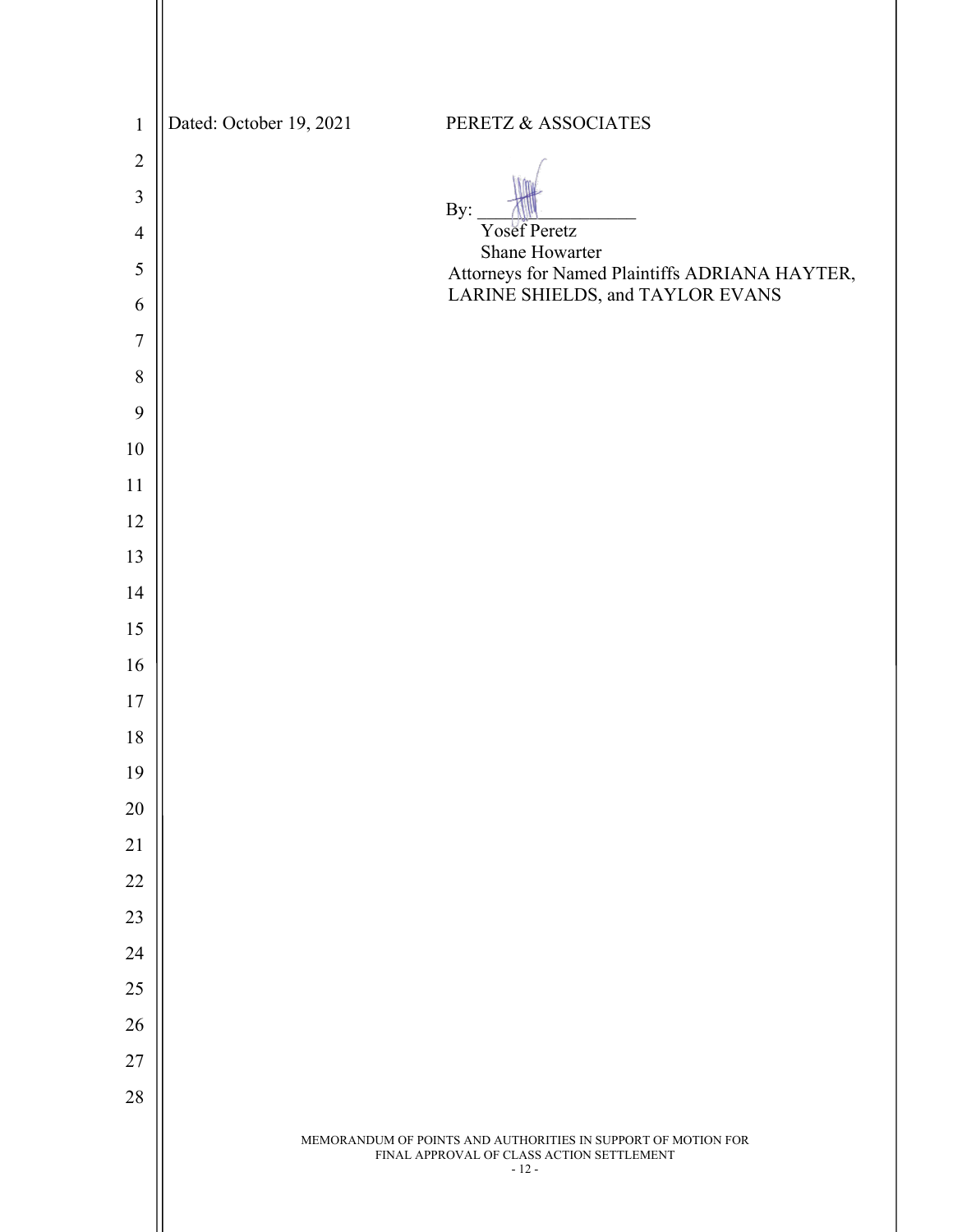Dated: October 19, 2021

PERETZ & ASSOCIATES

By: \_\_\_\_\_\_\_\_\_\_\_\_\_\_\_\_\_\_\_

Yosef Peretz
Shane Howarter
Attorneys for Named Plaintiffs ADRIANA HAYTER, LARINE SHIELDS, and TAYLOR EVANS